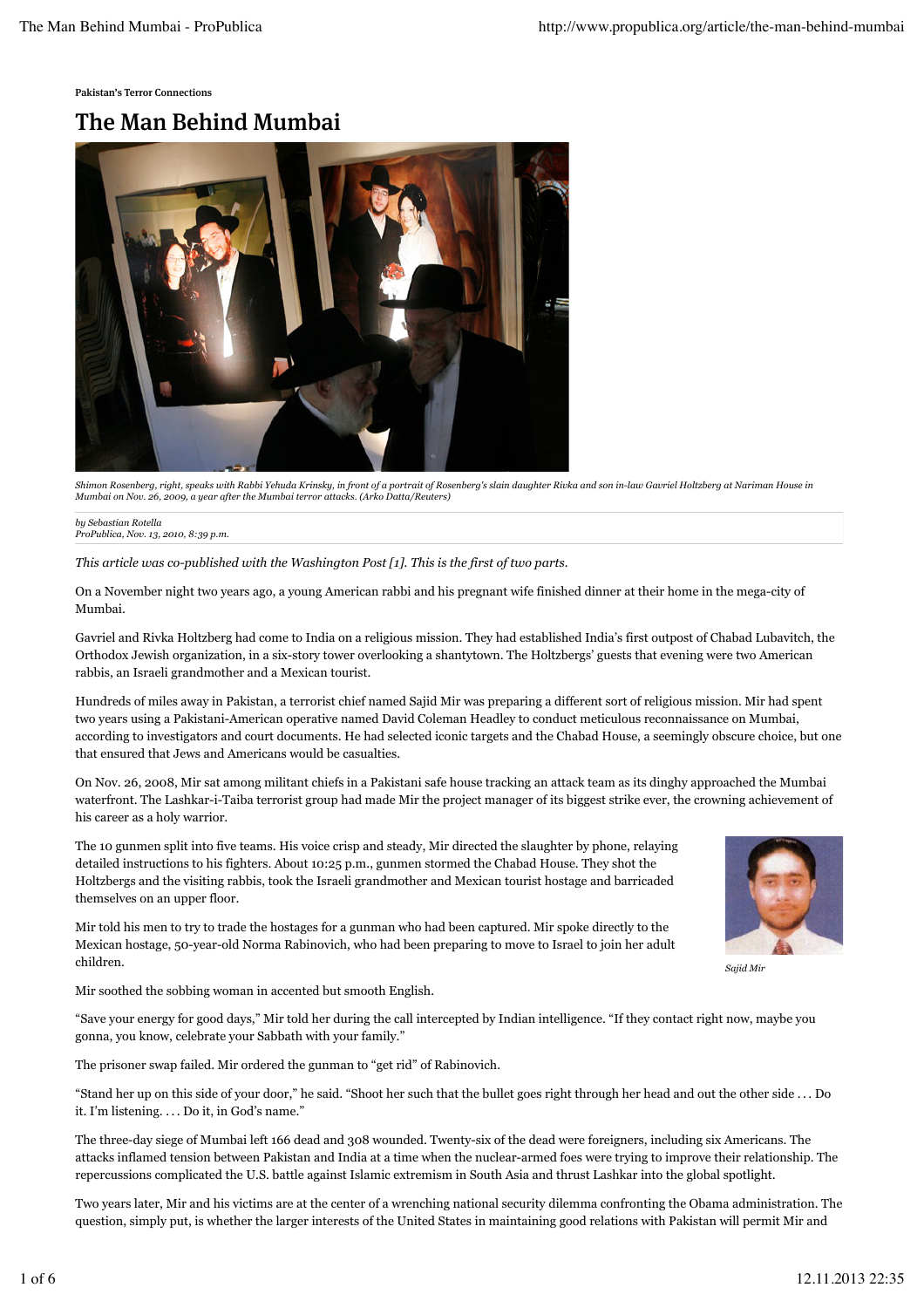Pakistan's Terror Connections

# The Man Behind Mumbai

*Shimon Rosenberg, right, speaks with Rabbi Yehuda Krinsky, in front of a portrait of Rosenberg's slain daughter Rivka and son in-law Gavriel Holtzberg at Nariman House in Mumbai on Nov. 26, 2009, a year after the Mumbai terror attacks. (Arko Datta/Reuters)*

*by Sebastian Rotella*
*ProPublica, Nov. 13, 2010, 8:39 p.m.*

*This article was co-published with the Washington Post [1]. This is the first of two parts.*

On a November night two years ago, a young American rabbi and his pregnant wife finished dinner at their home in the mega-city of Mumbai.

Gavriel and Rivka Holtzberg had come to India on a religious mission. They had established India's first outpost of Chabad Lubavitch, the Orthodox Jewish organization, in a six-story tower overlooking a shantytown. The Holtzbergs' guests that evening were two American rabbis, an Israeli grandmother and a Mexican tourist.

Hundreds of miles away in Pakistan, a terrorist chief named Sajid Mir was preparing a different sort of religious mission. Mir had spent two years using a Pakistani-American operative named David Coleman Headley to conduct meticulous reconnaissance on Mumbai, according to investigators and court documents. He had selected iconic targets and the Chabad House, a seemingly obscure choice, but one that ensured that Jews and Americans would be casualties.

On Nov. 26, 2008, Mir sat among militant chiefs in a Pakistani safe house tracking an attack team as its dinghy approached the Mumbai waterfront. The Lashkar-i-Taiba terrorist group had made Mir the project manager of its biggest strike ever, the crowning achievement of his career as a holy warrior.

The 10 gunmen split into five teams. His voice crisp and steady, Mir directed the slaughter by phone, relaying detailed instructions to his fighters. About 10:25 p.m., gunmen stormed the Chabad House. They shot the Holtzbergs and the visiting rabbis, took the Israeli grandmother and Mexican tourist hostage and barricaded themselves on an upper floor.

*Sajid Mir*

Mir told his men to try to trade the hostages for a gunman who had been captured. Mir spoke directly to the Mexican hostage, 50-year-old Norma Rabinovich, who had been preparing to move to Israel to join her adult children.

Mir soothed the sobbing woman in accented but smooth English.

"Save your energy for good days," Mir told her during the call intercepted by Indian intelligence. "If they contact right now, maybe you gonna, you know, celebrate your Sabbath with your family."

The prisoner swap failed. Mir ordered the gunman to "get rid" of Rabinovich.

"Stand her up on this side of your door," he said. "Shoot her such that the bullet goes right through her head and out the other side . . . Do it. I'm listening. . . . Do it, in God's name."

The three-day siege of Mumbai left 166 dead and 308 wounded. Twenty-six of the dead were foreigners, including six Americans. The attacks inflamed tension between Pakistan and India at a time when the nuclear-armed foes were trying to improve their relationship. The repercussions complicated the U.S. battle against Islamic extremism in South Asia and thrust Lashkar into the global spotlight.

Two years later, Mir and his victims are at the center of a wrenching national security dilemma confronting the Obama administration. The question, simply put, is whether the larger interests of the United States in maintaining good relations with Pakistan will permit Mir and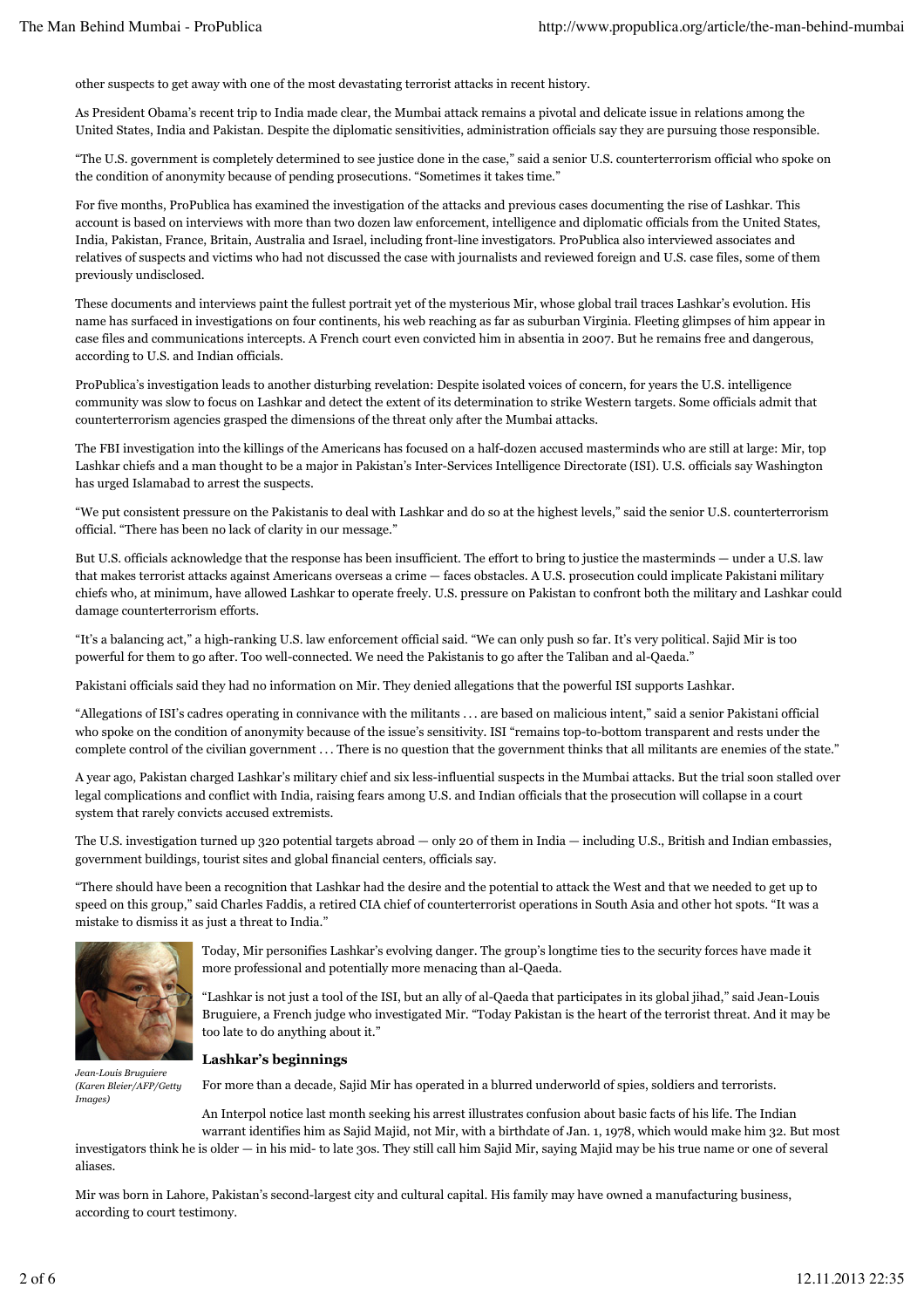other suspects to get away with one of the most devastating terrorist attacks in recent history.

As President Obama's recent trip to India made clear, the Mumbai attack remains a pivotal and delicate issue in relations among the United States, India and Pakistan. Despite the diplomatic sensitivities, administration officials say they are pursuing those responsible.

"The U.S. government is completely determined to see justice done in the case," said a senior U.S. counterterrorism official who spoke on the condition of anonymity because of pending prosecutions. "Sometimes it takes time."

For five months, ProPublica has examined the investigation of the attacks and previous cases documenting the rise of Lashkar. This account is based on interviews with more than two dozen law enforcement, intelligence and diplomatic officials from the United States, India, Pakistan, France, Britain, Australia and Israel, including front-line investigators. ProPublica also interviewed associates and relatives of suspects and victims who had not discussed the case with journalists and reviewed foreign and U.S. case files, some of them previously undisclosed.

These documents and interviews paint the fullest portrait yet of the mysterious Mir, whose global trail traces Lashkar's evolution. His name has surfaced in investigations on four continents, his web reaching as far as suburban Virginia. Fleeting glimpses of him appear in case files and communications intercepts. A French court even convicted him in absentia in 2007. But he remains free and dangerous, according to U.S. and Indian officials.

ProPublica's investigation leads to another disturbing revelation: Despite isolated voices of concern, for years the U.S. intelligence community was slow to focus on Lashkar and detect the extent of its determination to strike Western targets. Some officials admit that counterterrorism agencies grasped the dimensions of the threat only after the Mumbai attacks.

The FBI investigation into the killings of the Americans has focused on a half-dozen accused masterminds who are still at large: Mir, top Lashkar chiefs and a man thought to be a major in Pakistan's Inter-Services Intelligence Directorate (ISI). U.S. officials say Washington has urged Islamabad to arrest the suspects.

"We put consistent pressure on the Pakistanis to deal with Lashkar and do so at the highest levels," said the senior U.S. counterterrorism official. "There has been no lack of clarity in our message."

But U.S. officials acknowledge that the response has been insufficient. The effort to bring to justice the masterminds — under a U.S. law that makes terrorist attacks against Americans overseas a crime — faces obstacles. A U.S. prosecution could implicate Pakistani military chiefs who, at minimum, have allowed Lashkar to operate freely. U.S. pressure on Pakistan to confront both the military and Lashkar could damage counterterrorism efforts.

"It's a balancing act," a high-ranking U.S. law enforcement official said. "We can only push so far. It's very political. Sajid Mir is too powerful for them to go after. Too well-connected. We need the Pakistanis to go after the Taliban and al-Qaeda."

Pakistani officials said they had no information on Mir. They denied allegations that the powerful ISI supports Lashkar.

"Allegations of ISI's cadres operating in connivance with the militants . . . are based on malicious intent," said a senior Pakistani official who spoke on the condition of anonymity because of the issue's sensitivity. ISI "remains top-to-bottom transparent and rests under the complete control of the civilian government . . . There is no question that the government thinks that all militants are enemies of the state."

A year ago, Pakistan charged Lashkar's military chief and six less-influential suspects in the Mumbai attacks. But the trial soon stalled over legal complications and conflict with India, raising fears among U.S. and Indian officials that the prosecution will collapse in a court system that rarely convicts accused extremists.

The U.S. investigation turned up 320 potential targets abroad — only 20 of them in India — including U.S., British and Indian embassies, government buildings, tourist sites and global financial centers, officials say.

"There should have been a recognition that Lashkar had the desire and the potential to attack the West and that we needed to get up to speed on this group," said Charles Faddis, a retired CIA chief of counterterrorist operations in South Asia and other hot spots. "It was a mistake to dismiss it as just a threat to India."

*Jean-Louis Bruguiere (Karen Bleier/AFP/Getty Images)*

Today, Mir personifies Lashkar's evolving danger. The group's longtime ties to the security forces have made it more professional and potentially more menacing than al-Qaeda.

"Lashkar is not just a tool of the ISI, but an ally of al-Qaeda that participates in its global jihad," said Jean-Louis Bruguiere, a French judge who investigated Mir. "Today Pakistan is the heart of the terrorist threat. And it may be too late to do anything about it."

### Lashkar's beginnings

For more than a decade, Sajid Mir has operated in a blurred underworld of spies, soldiers and terrorists.

An Interpol notice last month seeking his arrest illustrates confusion about basic facts of his life. The Indian warrant identifies him as Sajid Majid, not Mir, with a birthdate of Jan. 1, 1978, which would make him 32. But most investigators think he is older — in his mid- to late 30s. They still call him Sajid Mir, saying Majid may be his true name or one of several aliases.

Mir was born in Lahore, Pakistan's second-largest city and cultural capital. His family may have owned a manufacturing business, according to court testimony.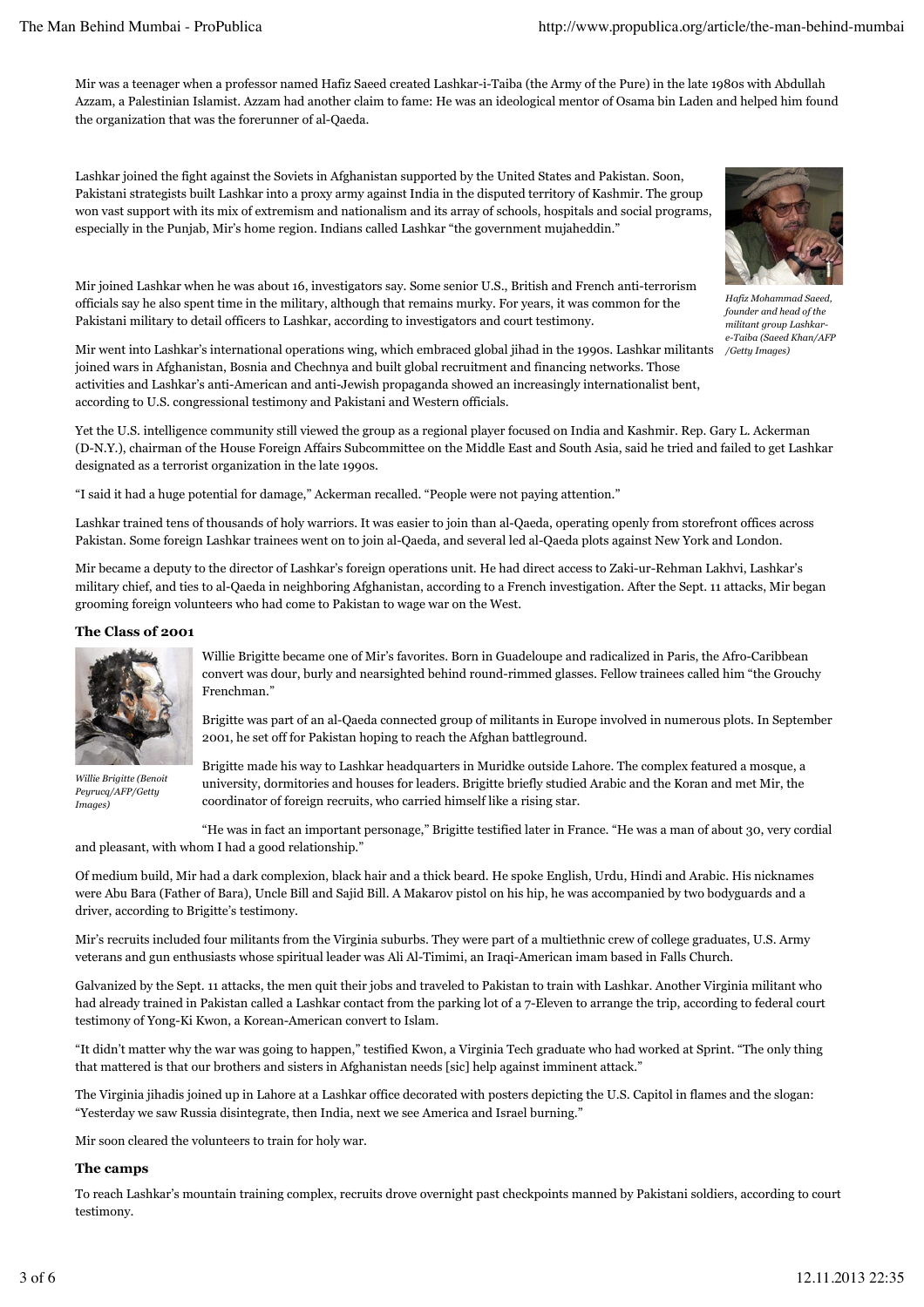Mir was a teenager when a professor named Hafiz Saeed created Lashkar-i-Taiba (the Army of the Pure) in the late 1980s with Abdullah Azzam, a Palestinian Islamist. Azzam had another claim to fame: He was an ideological mentor of Osama bin Laden and helped him found the organization that was the forerunner of al-Qaeda.

Lashkar joined the fight against the Soviets in Afghanistan supported by the United States and Pakistan. Soon, Pakistani strategists built Lashkar into a proxy army against India in the disputed territory of Kashmir. The group won vast support with its mix of extremism and nationalism and its array of schools, hospitals and social programs, especially in the Punjab, Mir's home region. Indians called Lashkar "the government mujaheddin."

*Hafiz Mohammad Saeed, founder and head of the militant group Lashkar-e-Taiba (Saeed Khan/AFP/Getty Images)*

Mir joined Lashkar when he was about 16, investigators say. Some senior U.S., British and French anti-terrorism officials say he also spent time in the military, although that remains murky. For years, it was common for the Pakistani military to detail officers to Lashkar, according to investigators and court testimony.

Mir went into Lashkar's international operations wing, which embraced global jihad in the 1990s. Lashkar militants joined wars in Afghanistan, Bosnia and Chechnya and built global recruitment and financing networks. Those activities and Lashkar's anti-American and anti-Jewish propaganda showed an increasingly internationalist bent, according to U.S. congressional testimony and Pakistani and Western officials.

Yet the U.S. intelligence community still viewed the group as a regional player focused on India and Kashmir. Rep. Gary L. Ackerman (D-N.Y.), chairman of the House Foreign Affairs Subcommittee on the Middle East and South Asia, said he tried and failed to get Lashkar designated as a terrorist organization in the late 1990s.

"I said it had a huge potential for damage," Ackerman recalled. "People were not paying attention."

Lashkar trained tens of thousands of holy warriors. It was easier to join than al-Qaeda, operating openly from storefront offices across Pakistan. Some foreign Lashkar trainees went on to join al-Qaeda, and several led al-Qaeda plots against New York and London.

Mir became a deputy to the director of Lashkar's foreign operations unit. He had direct access to Zaki-ur-Rehman Lakhvi, Lashkar's military chief, and ties to al-Qaeda in neighboring Afghanistan, according to a French investigation. After the Sept. 11 attacks, Mir began grooming foreign volunteers who had come to Pakistan to wage war on the West.

### The Class of 2001

*Willie Brigitte (Benoit Peyrucq/AFP/Getty Images)*

Willie Brigitte became one of Mir's favorites. Born in Guadeloupe and radicalized in Paris, the Afro-Caribbean convert was dour, burly and nearsighted behind round-rimmed glasses. Fellow trainees called him "the Grouchy Frenchman."

Brigitte was part of an al-Qaeda connected group of militants in Europe involved in numerous plots. In September 2001, he set off for Pakistan hoping to reach the Afghan battleground.

Brigitte made his way to Lashkar headquarters in Muridke outside Lahore. The complex featured a mosque, a university, dormitories and houses for leaders. Brigitte briefly studied Arabic and the Koran and met Mir, the coordinator of foreign recruits, who carried himself like a rising star.

"He was in fact an important personage," Brigitte testified later in France. "He was a man of about 30, very cordial and pleasant, with whom I had a good relationship."

Of medium build, Mir had a dark complexion, black hair and a thick beard. He spoke English, Urdu, Hindi and Arabic. His nicknames were Abu Bara (Father of Bara), Uncle Bill and Sajid Bill. A Makarov pistol on his hip, he was accompanied by two bodyguards and a driver, according to Brigitte's testimony.

Mir's recruits included four militants from the Virginia suburbs. They were part of a multiethnic crew of college graduates, U.S. Army veterans and gun enthusiasts whose spiritual leader was Ali Al-Timimi, an Iraqi-American imam based in Falls Church.

Galvanized by the Sept. 11 attacks, the men quit their jobs and traveled to Pakistan to train with Lashkar. Another Virginia militant who had already trained in Pakistan called a Lashkar contact from the parking lot of a 7-Eleven to arrange the trip, according to federal court testimony of Yong-Ki Kwon, a Korean-American convert to Islam.

"It didn't matter why the war was going to happen," testified Kwon, a Virginia Tech graduate who had worked at Sprint. "The only thing that mattered is that our brothers and sisters in Afghanistan needs [sic] help against imminent attack."

The Virginia jihadis joined up in Lahore at a Lashkar office decorated with posters depicting the U.S. Capitol in flames and the slogan: "Yesterday we saw Russia disintegrate, then India, next we see America and Israel burning."

Mir soon cleared the volunteers to train for holy war.

### The camps

To reach Lashkar's mountain training complex, recruits drove overnight past checkpoints manned by Pakistani soldiers, according to court testimony.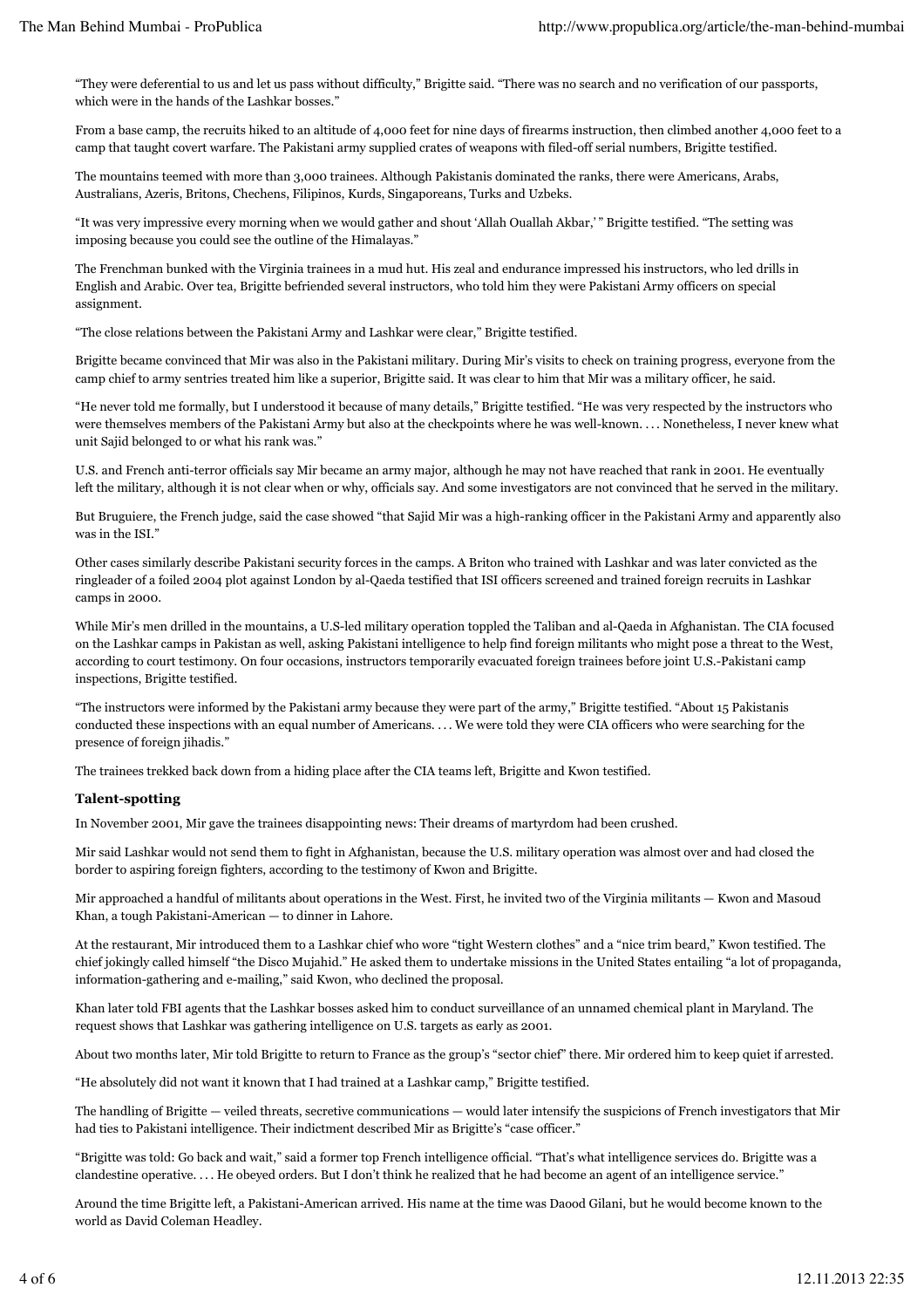"They were deferential to us and let us pass without difficulty," Brigitte said. "There was no search and no verification of our passports, which were in the hands of the Lashkar bosses."

From a base camp, the recruits hiked to an altitude of 4,000 feet for nine days of firearms instruction, then climbed another 4,000 feet to a camp that taught covert warfare. The Pakistani army supplied crates of weapons with filed-off serial numbers, Brigitte testified.

The mountains teemed with more than 3,000 trainees. Although Pakistanis dominated the ranks, there were Americans, Arabs, Australians, Azeris, Britons, Chechens, Filipinos, Kurds, Singaporeans, Turks and Uzbeks.

"It was very impressive every morning when we would gather and shout 'Allah Ouallah Akbar,' " Brigitte testified. "The setting was imposing because you could see the outline of the Himalayas."

The Frenchman bunked with the Virginia trainees in a mud hut. His zeal and endurance impressed his instructors, who led drills in English and Arabic. Over tea, Brigitte befriended several instructors, who told him they were Pakistani Army officers on special assignment.

"The close relations between the Pakistani Army and Lashkar were clear," Brigitte testified.

Brigitte became convinced that Mir was also in the Pakistani military. During Mir's visits to check on training progress, everyone from the camp chief to army sentries treated him like a superior, Brigitte said. It was clear to him that Mir was a military officer, he said.

"He never told me formally, but I understood it because of many details," Brigitte testified. "He was very respected by the instructors who were themselves members of the Pakistani Army but also at the checkpoints where he was well-known. . . . Nonetheless, I never knew what unit Sajid belonged to or what his rank was."

U.S. and French anti-terror officials say Mir became an army major, although he may not have reached that rank in 2001. He eventually left the military, although it is not clear when or why, officials say. And some investigators are not convinced that he served in the military.

But Bruguiere, the French judge, said the case showed "that Sajid Mir was a high-ranking officer in the Pakistani Army and apparently also was in the ISI."

Other cases similarly describe Pakistani security forces in the camps. A Briton who trained with Lashkar and was later convicted as the ringleader of a foiled 2004 plot against London by al-Qaeda testified that ISI officers screened and trained foreign recruits in Lashkar camps in 2000.

While Mir's men drilled in the mountains, a U.S-led military operation toppled the Taliban and al-Qaeda in Afghanistan. The CIA focused on the Lashkar camps in Pakistan as well, asking Pakistani intelligence to help find foreign militants who might pose a threat to the West, according to court testimony. On four occasions, instructors temporarily evacuated foreign trainees before joint U.S.-Pakistani camp inspections, Brigitte testified.

"The instructors were informed by the Pakistani army because they were part of the army," Brigitte testified. "About 15 Pakistanis conducted these inspections with an equal number of Americans. . . . We were told they were CIA officers who were searching for the presence of foreign jihadis."

The trainees trekked back down from a hiding place after the CIA teams left, Brigitte and Kwon testified.

### Talent-spotting

In November 2001, Mir gave the trainees disappointing news: Their dreams of martyrdom had been crushed.

Mir said Lashkar would not send them to fight in Afghanistan, because the U.S. military operation was almost over and had closed the border to aspiring foreign fighters, according to the testimony of Kwon and Brigitte.

Mir approached a handful of militants about operations in the West. First, he invited two of the Virginia militants — Kwon and Masoud Khan, a tough Pakistani-American — to dinner in Lahore.

At the restaurant, Mir introduced them to a Lashkar chief who wore "tight Western clothes" and a "nice trim beard," Kwon testified. The chief jokingly called himself "the Disco Mujahid." He asked them to undertake missions in the United States entailing "a lot of propaganda, information-gathering and e-mailing," said Kwon, who declined the proposal.

Khan later told FBI agents that the Lashkar bosses asked him to conduct surveillance of an unnamed chemical plant in Maryland. The request shows that Lashkar was gathering intelligence on U.S. targets as early as 2001.

About two months later, Mir told Brigitte to return to France as the group's "sector chief" there. Mir ordered him to keep quiet if arrested.

"He absolutely did not want it known that I had trained at a Lashkar camp," Brigitte testified.

The handling of Brigitte — veiled threats, secretive communications — would later intensify the suspicions of French investigators that Mir had ties to Pakistani intelligence. Their indictment described Mir as Brigitte's "case officer."

"Brigitte was told: Go back and wait," said a former top French intelligence official. "That's what intelligence services do. Brigitte was a clandestine operative. . . . He obeyed orders. But I don't think he realized that he had become an agent of an intelligence service."

Around the time Brigitte left, a Pakistani-American arrived. His name at the time was Daood Gilani, but he would become known to the world as David Coleman Headley.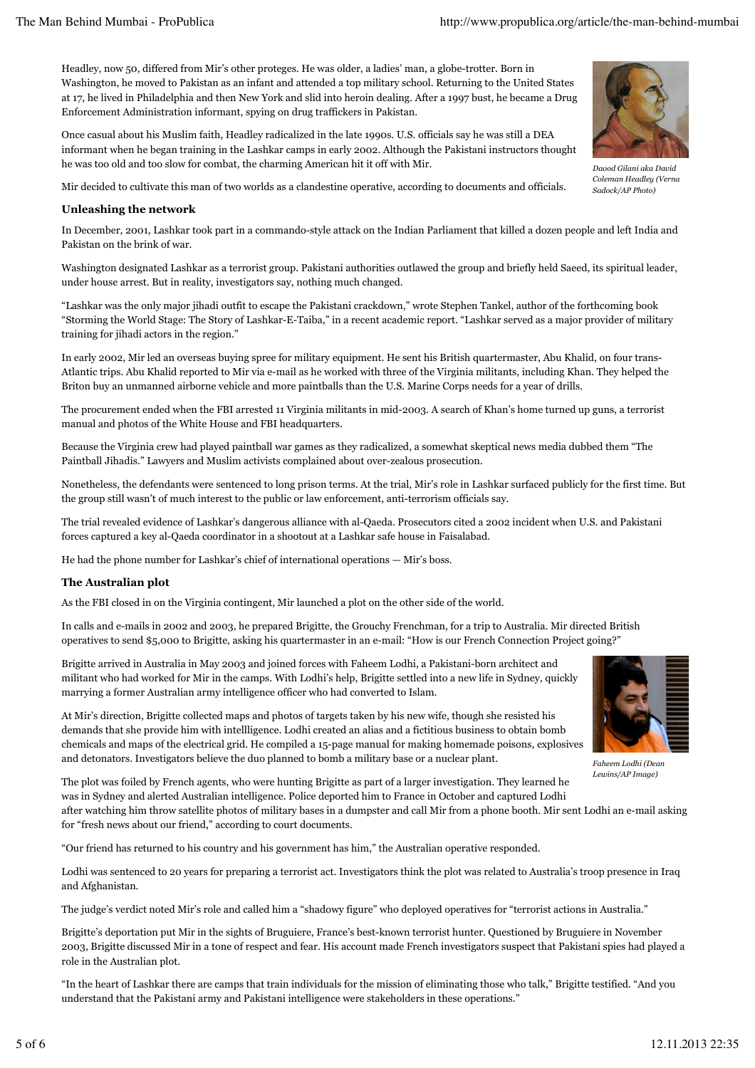Headley, now 50, differed from Mir's other proteges. He was older, a ladies' man, a globe-trotter. Born in Washington, he moved to Pakistan as an infant and attended a top military school. Returning to the United States at 17, he lived in Philadelphia and then New York and slid into heroin dealing. After a 1997 bust, he became a Drug Enforcement Administration informant, spying on drug traffickers in Pakistan.

Once casual about his Muslim faith, Headley radicalized in the late 1990s. U.S. officials say he was still a DEA informant when he began training in the Lashkar camps in early 2002. Although the Pakistani instructors thought he was too old and too slow for combat, the charming American hit it off with Mir.

*Daood Gilani aka David Coleman Headley (Verna Sadock/AP Photo)*

Mir decided to cultivate this man of two worlds as a clandestine operative, according to documents and officials.

## Unleashing the network

In December, 2001, Lashkar took part in a commando-style attack on the Indian Parliament that killed a dozen people and left India and Pakistan on the brink of war.

Washington designated Lashkar as a terrorist group. Pakistani authorities outlawed the group and briefly held Saeed, its spiritual leader, under house arrest. But in reality, investigators say, nothing much changed.

"Lashkar was the only major jihadi outfit to escape the Pakistani crackdown," wrote Stephen Tankel, author of the forthcoming book "Storming the World Stage: The Story of Lashkar-E-Taiba," in a recent academic report. "Lashkar served as a major provider of military training for jihadi actors in the region."

In early 2002, Mir led an overseas buying spree for military equipment. He sent his British quartermaster, Abu Khalid, on four trans-Atlantic trips. Abu Khalid reported to Mir via e-mail as he worked with three of the Virginia militants, including Khan. They helped the Briton buy an unmanned airborne vehicle and more paintballs than the U.S. Marine Corps needs for a year of drills.

The procurement ended when the FBI arrested 11 Virginia militants in mid-2003. A search of Khan's home turned up guns, a terrorist manual and photos of the White House and FBI headquarters.

Because the Virginia crew had played paintball war games as they radicalized, a somewhat skeptical news media dubbed them "The Paintball Jihadis." Lawyers and Muslim activists complained about over-zealous prosecution.

Nonetheless, the defendants were sentenced to long prison terms. At the trial, Mir's role in Lashkar surfaced publicly for the first time. But the group still wasn't of much interest to the public or law enforcement, anti-terrorism officials say.

The trial revealed evidence of Lashkar's dangerous alliance with al-Qaeda. Prosecutors cited a 2002 incident when U.S. and Pakistani forces captured a key al-Qaeda coordinator in a shootout at a Lashkar safe house in Faisalabad.

He had the phone number for Lashkar's chief of international operations — Mir's boss.

## The Australian plot

As the FBI closed in on the Virginia contingent, Mir launched a plot on the other side of the world.

In calls and e-mails in 2002 and 2003, he prepared Brigitte, the Grouchy Frenchman, for a trip to Australia. Mir directed British operatives to send $5,000 to Brigitte, asking his quartermaster in an e-mail: "How is our French Connection Project going?"

Brigitte arrived in Australia in May 2003 and joined forces with Faheem Lodhi, a Pakistani-born architect and militant who had worked for Mir in the camps. With Lodhi's help, Brigitte settled into a new life in Sydney, quickly marrying a former Australian army intelligence officer who had converted to Islam.

At Mir's direction, Brigitte collected maps and photos of targets taken by his new wife, though she resisted his demands that she provide him with intellligence. Lodhi created an alias and a fictitious business to obtain bomb chemicals and maps of the electrical grid. He compiled a 15-page manual for making homemade poisons, explosives and detonators. Investigators believe the duo planned to bomb a military base or a nuclear plant.

*Faheem Lodhi (Dean Lewins/AP Image)*

The plot was foiled by French agents, who were hunting Brigitte as part of a larger investigation. They learned he was in Sydney and alerted Australian intelligence. Police deported him to France in October and captured Lodhi after watching him throw satellite photos of military bases in a dumpster and call Mir from a phone booth. Mir sent Lodhi an e-mail asking for "fresh news about our friend," according to court documents.

"Our friend has returned to his country and his government has him," the Australian operative responded.

Lodhi was sentenced to 20 years for preparing a terrorist act. Investigators think the plot was related to Australia's troop presence in Iraq and Afghanistan.

The judge's verdict noted Mir's role and called him a "shadowy figure" who deployed operatives for "terrorist actions in Australia."

Brigitte's deportation put Mir in the sights of Bruguiere, France's best-known terrorist hunter. Questioned by Bruguiere in November 2003, Brigitte discussed Mir in a tone of respect and fear. His account made French investigators suspect that Pakistani spies had played a role in the Australian plot.

"In the heart of Lashkar there are camps that train individuals for the mission of eliminating those who talk," Brigitte testified. "And you understand that the Pakistani army and Pakistani intelligence were stakeholders in these operations."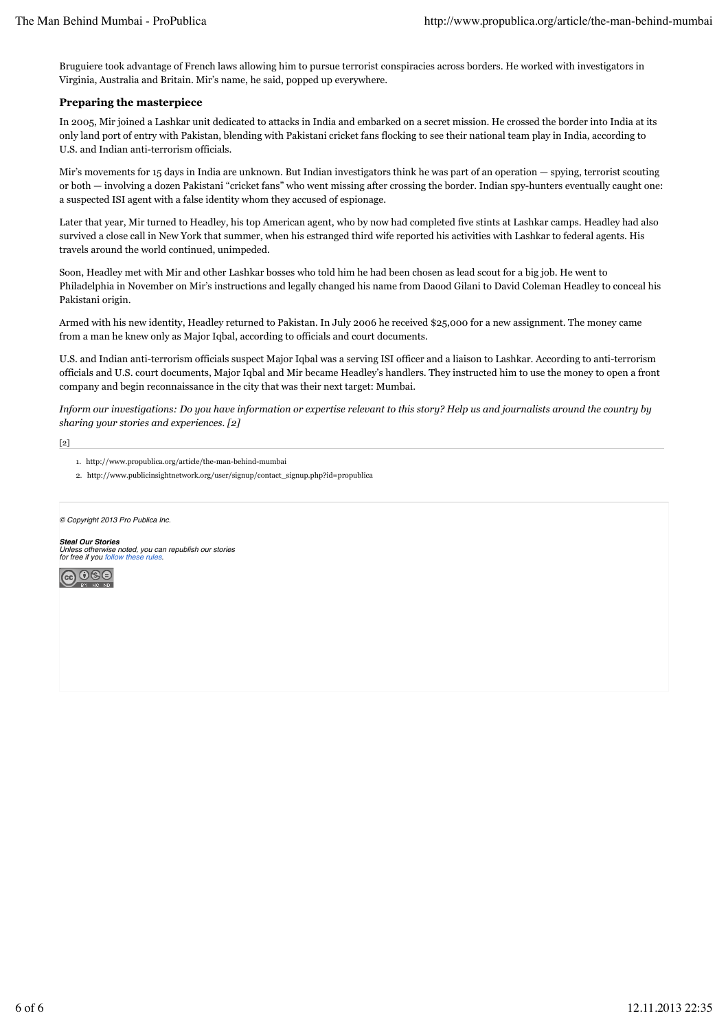Bruguiere took advantage of French laws allowing him to pursue terrorist conspiracies across borders. He worked with investigators in Virginia, Australia and Britain. Mir's name, he said, popped up everywhere.

### Preparing the masterpiece

In 2005, Mir joined a Lashkar unit dedicated to attacks in India and embarked on a secret mission. He crossed the border into India at its only land port of entry with Pakistan, blending with Pakistani cricket fans flocking to see their national team play in India, according to U.S. and Indian anti-terrorism officials.

Mir's movements for 15 days in India are unknown. But Indian investigators think he was part of an operation — spying, terrorist scouting or both — involving a dozen Pakistani "cricket fans" who went missing after crossing the border. Indian spy-hunters eventually caught one: a suspected ISI agent with a false identity whom they accused of espionage.

Later that year, Mir turned to Headley, his top American agent, who by now had completed five stints at Lashkar camps. Headley had also survived a close call in New York that summer, when his estranged third wife reported his activities with Lashkar to federal agents. His travels around the world continued, unimpeded.

Soon, Headley met with Mir and other Lashkar bosses who told him he had been chosen as lead scout for a big job. He went to Philadelphia in November on Mir's instructions and legally changed his name from Daood Gilani to David Coleman Headley to conceal his Pakistani origin.

Armed with his new identity, Headley returned to Pakistan. In July 2006 he received $25,000 for a new assignment. The money came from a man he knew only as Major Iqbal, according to officials and court documents.

U.S. and Indian anti-terrorism officials suspect Major Iqbal was a serving ISI officer and a liaison to Lashkar. According to anti-terrorism officials and U.S. court documents, Major Iqbal and Mir became Headley's handlers. They instructed him to use the money to open a front company and begin reconnaissance in the city that was their next target: Mumbai.

*Inform our investigations: Do you have information or expertise relevant to this story? Help us and journalists around the country by sharing your stories and experiences. [2]*

[2]

1. http://www.propublica.org/article/the-man-behind-mumbai
2. http://www.publicinsightnetwork.org/user/signup/contact_signup.php?id=propublica

*© Copyright 2013 Pro Publica Inc.*

***Steal Our Stories***
*Unless otherwise noted, you can republish our stories for free if you follow these rules.*